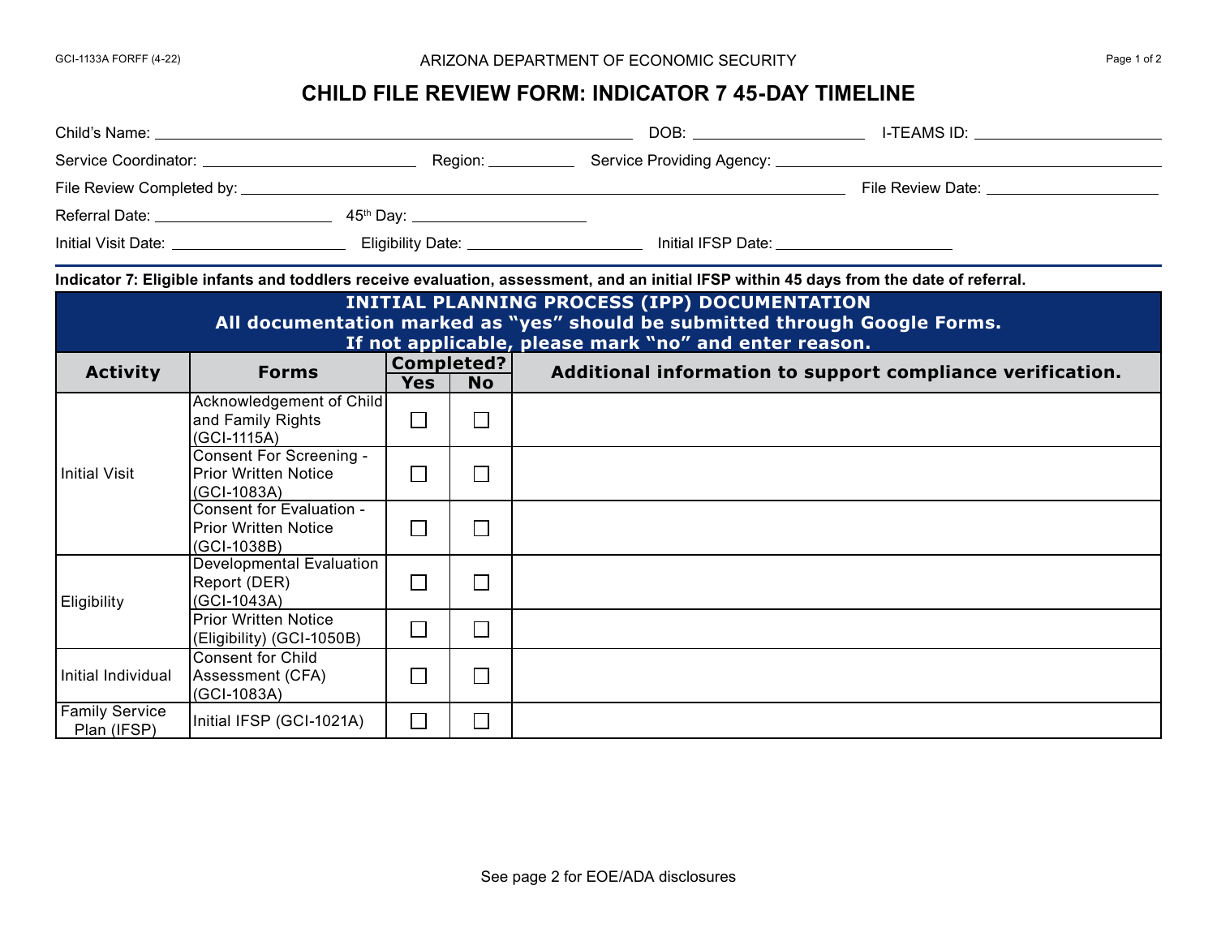GCI-1133A FORFF (4-22)

ARIZONA DEPARTMENT OF ECONOMIC SECURITY

# CHILD FILE REVIEW FORM: INDICATOR 7 45-DAY TIMELINE

Child's Name: ______________________ DOB: ____________ I-TEAMS ID: ____________

Service Coordinator: ______________ Region: ________ Service Providing Agency: ______________

File Review Completed by: ______________________ File Review Date: ____________

Referral Date: ____________ 45th Day: ____________

Initial Visit Date: ____________ Eligibility Date: ____________ Initial IFSP Date: ____________

**Indicator 7: Eligible infants and toddlers receive evaluation, assessment, and an initial IFSP within 45 days from the date of referral.**

**INITIAL PLANNING PROCESS (IPP) DOCUMENTATION**
**All documentation marked as "yes" should be submitted through Google Forms.**
**If not applicable, please mark "no" and enter reason.**

| Activity | Forms | Completed? | | Additional information to support compliance verification. |
|---|---|---|---|---|
| | | Yes | No | |
| Initial Visit | Acknowledgement of Child and Family Rights (GCI-1115A) | ☐ | ☐ | |
| | Consent For Screening - Prior Written Notice (GCI-1083A) | ☐ | ☐ | |
| | Consent for Evaluation - Prior Written Notice (GCI-1038B) | ☐ | ☐ | |
| Eligibility | Developmental Evaluation Report (DER) (GCI-1043A) | ☐ | ☐ | |
| | Prior Written Notice (Eligibility) (GCI-1050B) | ☐ | ☐ | |
| Initial Individual | Consent for Child Assessment (CFA) (GCI-1083A) | ☐ | ☐ | |
| Family Service Plan (IFSP) | Initial IFSP (GCI-1021A) | ☐ | ☐ | |

See page 2 for EOE/ADA disclosures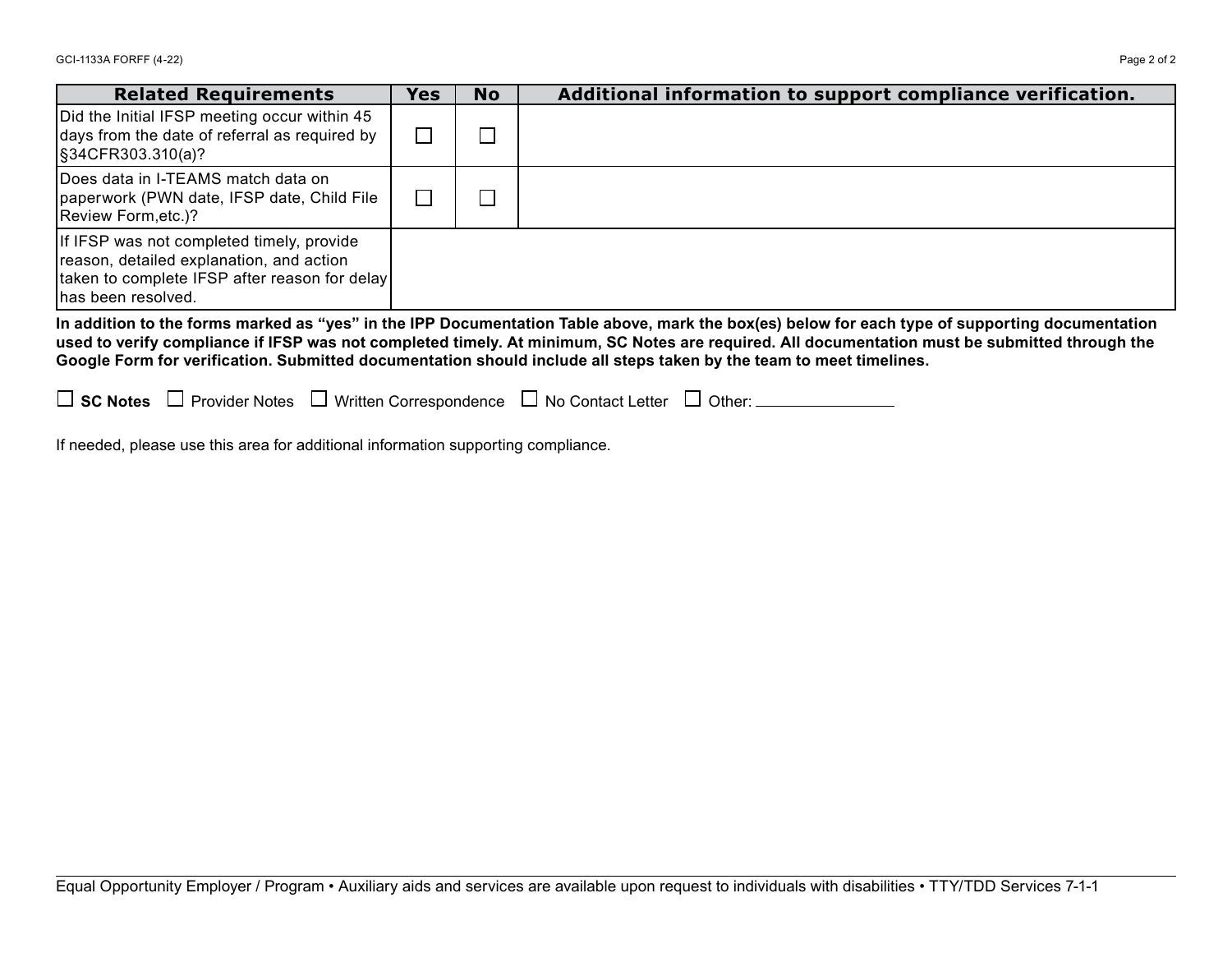| Related Requirements | Yes | No | Additional information to support compliance verification. |
|---|---|---|---|
| Did the Initial IFSP meeting occur within 45 days from the date of referral as required by §34CFR303.310(a)? | ☐ | ☐ | |
| Does data in I-TEAMS match data on paperwork (PWN date, IFSP date, Child File Review Form,etc.)? | ☐ | ☐ | |
| If IFSP was not completed timely, provide reason, detailed explanation, and action taken to complete IFSP after reason for delay has been resolved. | | | |

**In addition to the forms marked as "yes" in the IPP Documentation Table above, mark the box(es) below for each type of supporting documentation used to verify compliance if IFSP was not completed timely. At minimum, SC Notes are required. All documentation must be submitted through the Google Form for verification. Submitted documentation should include all steps taken by the team to meet timelines.**

☐ **SC Notes** ☐ Provider Notes ☐ Written Correspondence ☐ No Contact Letter ☐ Other: ________________

If needed, please use this area for additional information supporting compliance.

Equal Opportunity Employer / Program • Auxiliary aids and services are available upon request to individuals with disabilities • TTY/TDD Services 7-1-1